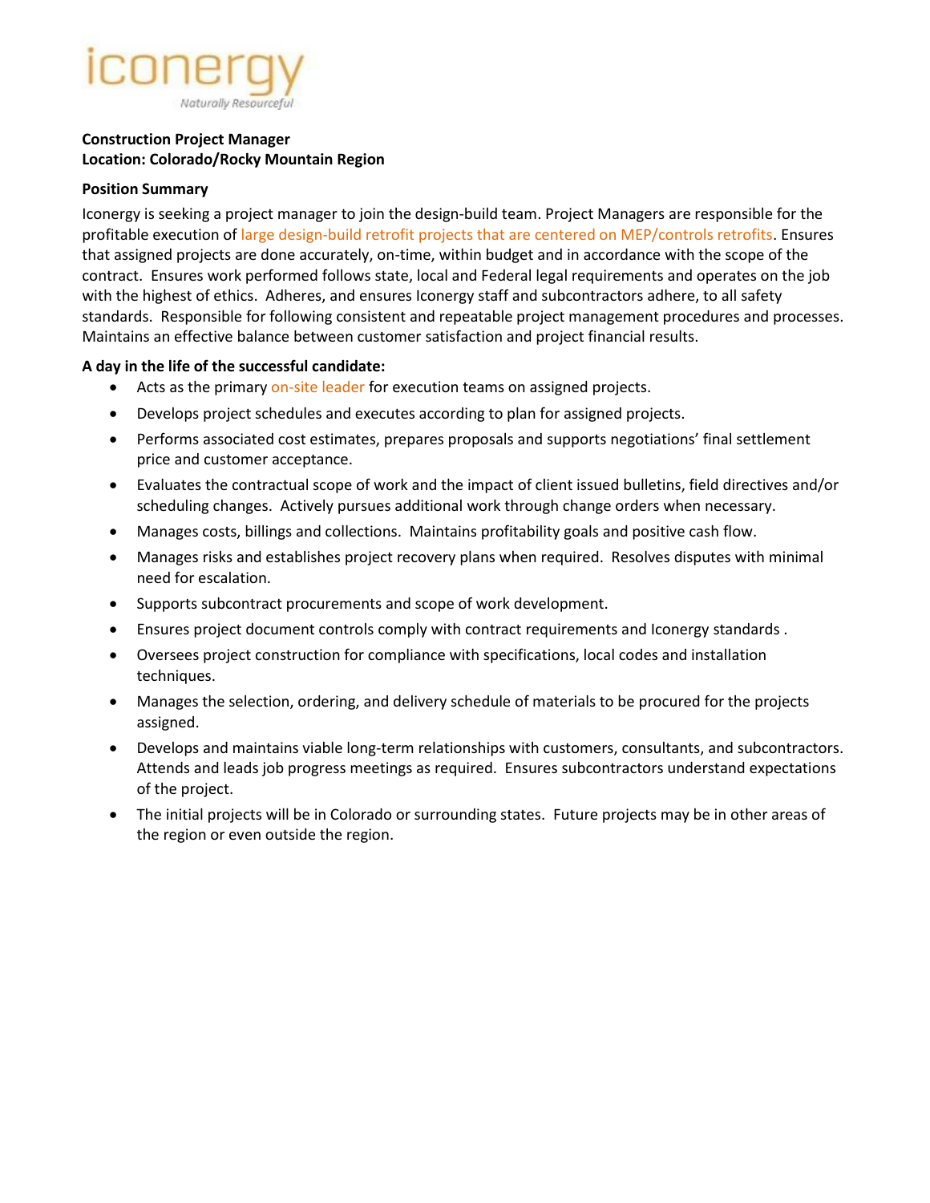iconergy

*Naturally Resourceful*

**Construction Project Manager**
**Location: Colorado/Rocky Mountain Region**

**Position Summary**

Iconergy is seeking a project manager to join the design-build team. Project Managers are responsible for the profitable execution of large design-build retrofit projects that are centered on MEP/controls retrofits. Ensures that assigned projects are done accurately, on-time, within budget and in accordance with the scope of the contract. Ensures work performed follows state, local and Federal legal requirements and operates on the job with the highest of ethics. Adheres, and ensures Iconergy staff and subcontractors adhere, to all safety standards. Responsible for following consistent and repeatable project management procedures and processes. Maintains an effective balance between customer satisfaction and project financial results.

**A day in the life of the successful candidate:**

- Acts as the primary on-site leader for execution teams on assigned projects.
- Develops project schedules and executes according to plan for assigned projects.
- Performs associated cost estimates, prepares proposals and supports negotiations' final settlement price and customer acceptance.
- Evaluates the contractual scope of work and the impact of client issued bulletins, field directives and/or scheduling changes. Actively pursues additional work through change orders when necessary.
- Manages costs, billings and collections. Maintains profitability goals and positive cash flow.
- Manages risks and establishes project recovery plans when required. Resolves disputes with minimal need for escalation.
- Supports subcontract procurements and scope of work development.
- Ensures project document controls comply with contract requirements and Iconergy standards .
- Oversees project construction for compliance with specifications, local codes and installation techniques.
- Manages the selection, ordering, and delivery schedule of materials to be procured for the projects assigned.
- Develops and maintains viable long-term relationships with customers, consultants, and subcontractors. Attends and leads job progress meetings as required. Ensures subcontractors understand expectations of the project.
- The initial projects will be in Colorado or surrounding states. Future projects may be in other areas of the region or even outside the region.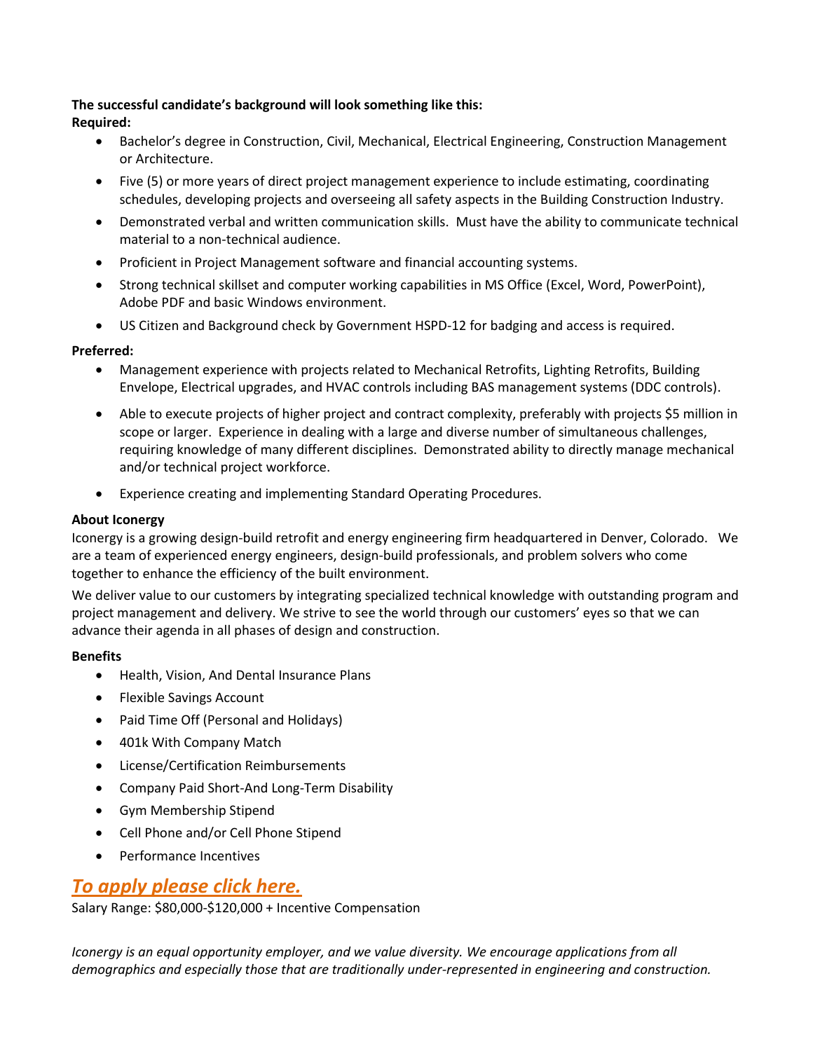**The successful candidate's background will look something like this:**
**Required:**

- Bachelor's degree in Construction, Civil, Mechanical, Electrical Engineering, Construction Management or Architecture.
- Five (5) or more years of direct project management experience to include estimating, coordinating schedules, developing projects and overseeing all safety aspects in the Building Construction Industry.
- Demonstrated verbal and written communication skills. Must have the ability to communicate technical material to a non-technical audience.
- Proficient in Project Management software and financial accounting systems.
- Strong technical skillset and computer working capabilities in MS Office (Excel, Word, PowerPoint), Adobe PDF and basic Windows environment.
- US Citizen and Background check by Government HSPD-12 for badging and access is required.

**Preferred:**

- Management experience with projects related to Mechanical Retrofits, Lighting Retrofits, Building Envelope, Electrical upgrades, and HVAC controls including BAS management systems (DDC controls).
- Able to execute projects of higher project and contract complexity, preferably with projects $5 million in scope or larger. Experience in dealing with a large and diverse number of simultaneous challenges, requiring knowledge of many different disciplines. Demonstrated ability to directly manage mechanical and/or technical project workforce.
- Experience creating and implementing Standard Operating Procedures.

**About Iconergy**

Iconergy is a growing design-build retrofit and energy engineering firm headquartered in Denver, Colorado. We are a team of experienced energy engineers, design-build professionals, and problem solvers who come together to enhance the efficiency of the built environment.

We deliver value to our customers by integrating specialized technical knowledge with outstanding program and project management and delivery. We strive to see the world through our customers' eyes so that we can advance their agenda in all phases of design and construction.

**Benefits**

- Health, Vision, And Dental Insurance Plans
- Flexible Savings Account
- Paid Time Off (Personal and Holidays)
- 401k With Company Match
- License/Certification Reimbursements
- Company Paid Short-And Long-Term Disability
- Gym Membership Stipend
- Cell Phone and/or Cell Phone Stipend
- Performance Incentives

## ***To apply please click here.***

Salary Range: $80,000-$120,000 + Incentive Compensation

*Iconergy is an equal opportunity employer, and we value diversity. We encourage applications from all demographics and especially those that are traditionally under-represented in engineering and construction.*